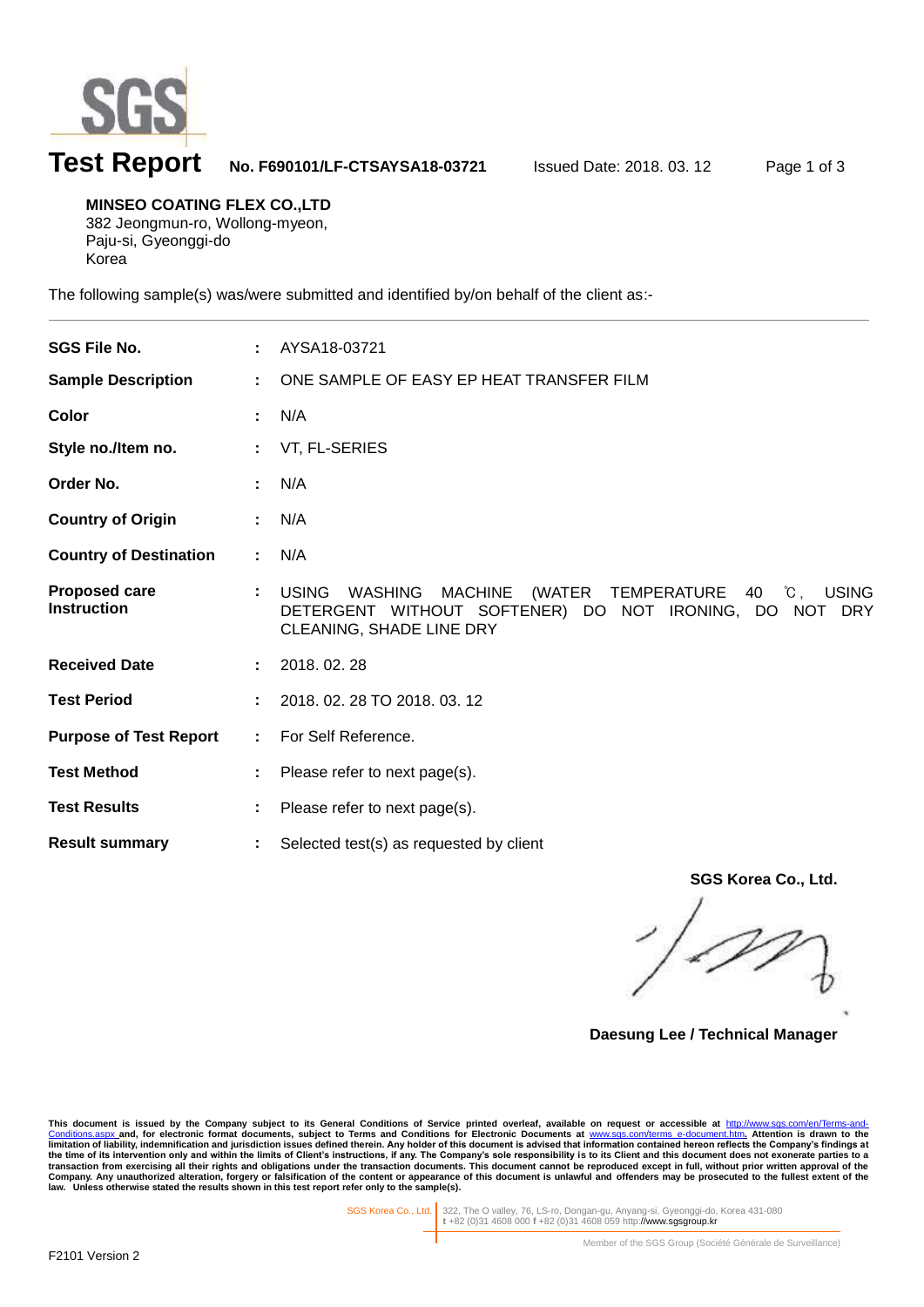# Test Report

**No. F690101/LF-CTSAYSA18-03721** Issued Date: 2018. 03. 12

**MINSEO COATING FLEX CO.,LTD**
382 Jeongmun-ro, Wollong-myeon,
Paju-si, Gyeonggi-do
Korea

The following sample(s) was/were submitted and identified by/on behalf of the client as:-

| | | |
|---|---|---|
| **SGS File No.** | : | AYSA18-03721 |
| **Sample Description** | : | ONE SAMPLE OF EASY EP HEAT TRANSFER FILM |
| **Color** | : | N/A |
| **Style no./Item no.** | : | VT, FL-SERIES |
| **Order No.** | : | N/A |
| **Country of Origin** | : | N/A |
| **Country of Destination** | : | N/A |
| **Proposed care Instruction** | : | USING WASHING MACHINE (WATER TEMPERATURE 40 ℃, USING DETERGENT WITHOUT SOFTENER) DO NOT IRONING, DO NOT DRY CLEANING, SHADE LINE DRY |
| **Received Date** | : | 2018. 02. 28 |
| **Test Period** | : | 2018. 02. 28 TO 2018. 03. 12 |
| **Purpose of Test Report** | : | For Self Reference. |
| **Test Method** | : | Please refer to next page(s). |
| **Test Results** | : | Please refer to next page(s). |
| **Result summary** | : | Selected test(s) as requested by client |

**SGS Korea Co., Ltd.**

**Daesung Lee / Technical Manager**

**This document is issued by the Company subject to its General Conditions of Service printed overleaf, available on request or accessible at http://www.sgs.com/en/Terms-and-Conditions.aspx and, for electronic format documents, subject to Terms and Conditions for Electronic Documents at www.sgs.com/terms_e-document.htm. Attention is drawn to the limitation of liability, indemnification and jurisdiction issues defined therein. Any holder of this document is advised that information contained hereon reflects the Company's findings at the time of its intervention only and within the limits of Client's instructions, if any. The Company's sole responsibility is to its Client and this document does not exonerate parties to a transaction from exercising all their rights and obligations under the transaction documents. This document cannot be reproduced except in full, without prior written approval of the Company. Any unauthorized alteration, forgery or falsification of the content or appearance of this document is unlawful and offenders may be prosecuted to the fullest extent of the law. Unless otherwise stated the results shown in this test report refer only to the sample(s).**

SGS Korea Co., Ltd. | 322, The O valley, 76, LS-ro, Dongan-gu, Anyang-si, Gyeonggi-do, Korea 431-080
t +82 (0)31 4608 000 f +82 (0)31 4608 059 http://www.sgsgroup.kr

Member of the SGS Group (Société Générale de Surveillance)

F2101 Version 2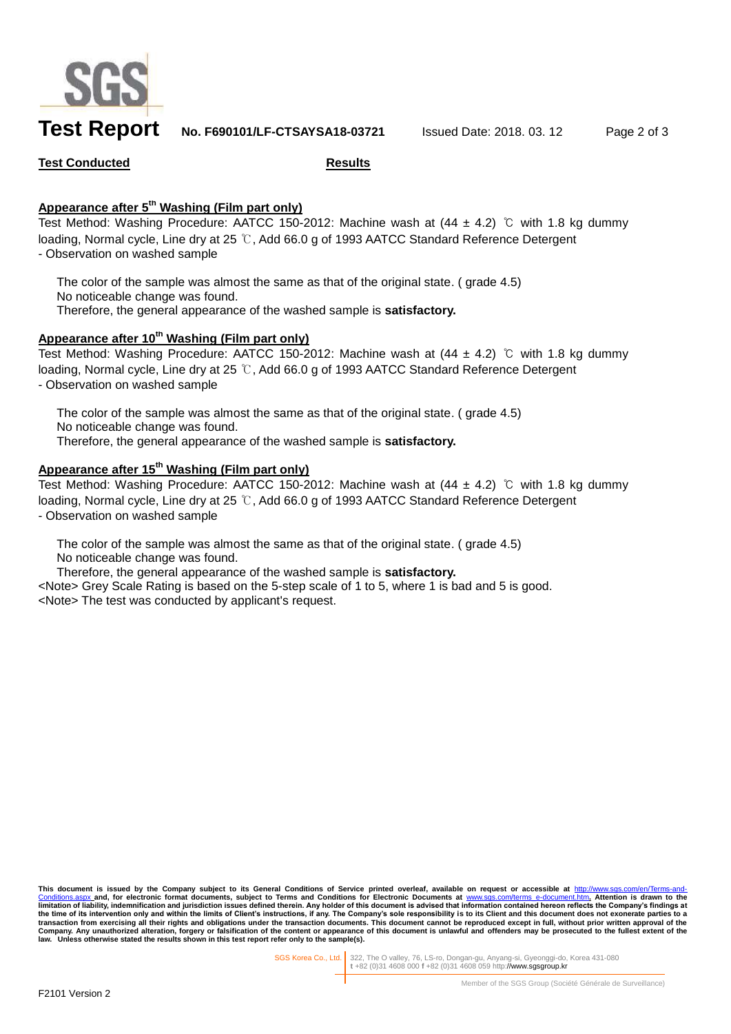**Test Conducted** | **Results**

## Appearance after 5th Washing (Film part only)

Test Method: Washing Procedure: AATCC 150-2012: Machine wash at (44 ± 4.2) ℃ with 1.8 kg dummy loading, Normal cycle, Line dry at 25 ℃, Add 66.0 g of 1993 AATCC Standard Reference Detergent
- Observation on washed sample

The color of the sample was almost the same as that of the original state. ( grade 4.5)
No noticeable change was found.
Therefore, the general appearance of the washed sample is **satisfactory.**

## Appearance after 10th Washing (Film part only)

Test Method: Washing Procedure: AATCC 150-2012: Machine wash at (44 ± 4.2) ℃ with 1.8 kg dummy loading, Normal cycle, Line dry at 25 ℃, Add 66.0 g of 1993 AATCC Standard Reference Detergent
- Observation on washed sample

The color of the sample was almost the same as that of the original state. ( grade 4.5)
No noticeable change was found.
Therefore, the general appearance of the washed sample is **satisfactory.**

## Appearance after 15th Washing (Film part only)

Test Method: Washing Procedure: AATCC 150-2012: Machine wash at (44 ± 4.2) ℃ with 1.8 kg dummy loading, Normal cycle, Line dry at 25 ℃, Add 66.0 g of 1993 AATCC Standard Reference Detergent
- Observation on washed sample

The color of the sample was almost the same as that of the original state. ( grade 4.5)
No noticeable change was found.
Therefore, the general appearance of the washed sample is **satisfactory.**

<Note> Grey Scale Rating is based on the 5-step scale of 1 to 5, where 1 is bad and 5 is good.
<Note> The test was conducted by applicant's request.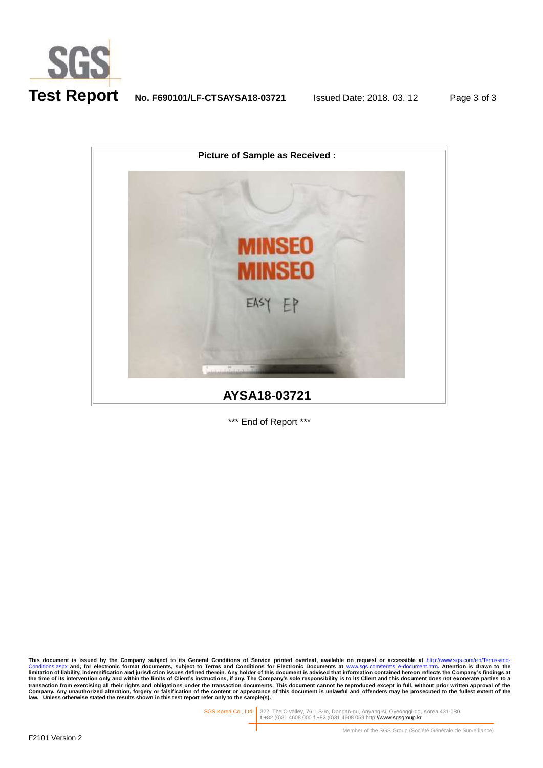**Picture of Sample as Received :**

**AYSA18-03721**

*** End of Report ***

**This document is issued by the Company subject to its General Conditions of Service printed overleaf, available on request or accessible at http://www.sgs.com/en/Terms-and-Conditions.aspx and, for electronic format documents, subject to Terms and Conditions for Electronic Documents at www.sgs.com/terms_e-document.htm. Attention is drawn to the limitation of liability, indemnification and jurisdiction issues defined therein. Any holder of this document is advised that information contained hereon reflects the Company's findings at the time of its intervention only and within the limits of Client's instructions, if any. The Company's sole responsibility is to its Client and this document does not exonerate parties to a transaction from exercising all their rights and obligations under the transaction documents. This document cannot be reproduced except in full, without prior written approval of the Company. Any unauthorized alteration, forgery or falsification of the content or appearance of this document is unlawful and offenders may be prosecuted to the fullest extent of the law. Unless otherwise stated the results shown in this test report refer only to the sample(s).**

SGS Korea Co., Ltd. | 322, The O valley, 76, LS-ro, Dongan-gu, Anyang-si, Gyeonggi-do, Korea 431-080
t +82 (0)31 4608 000 f +82 (0)31 4608 059 http://www.sgsgroup.kr

Member of the SGS Group (Société Générale de Surveillance)

F2101 Version 2